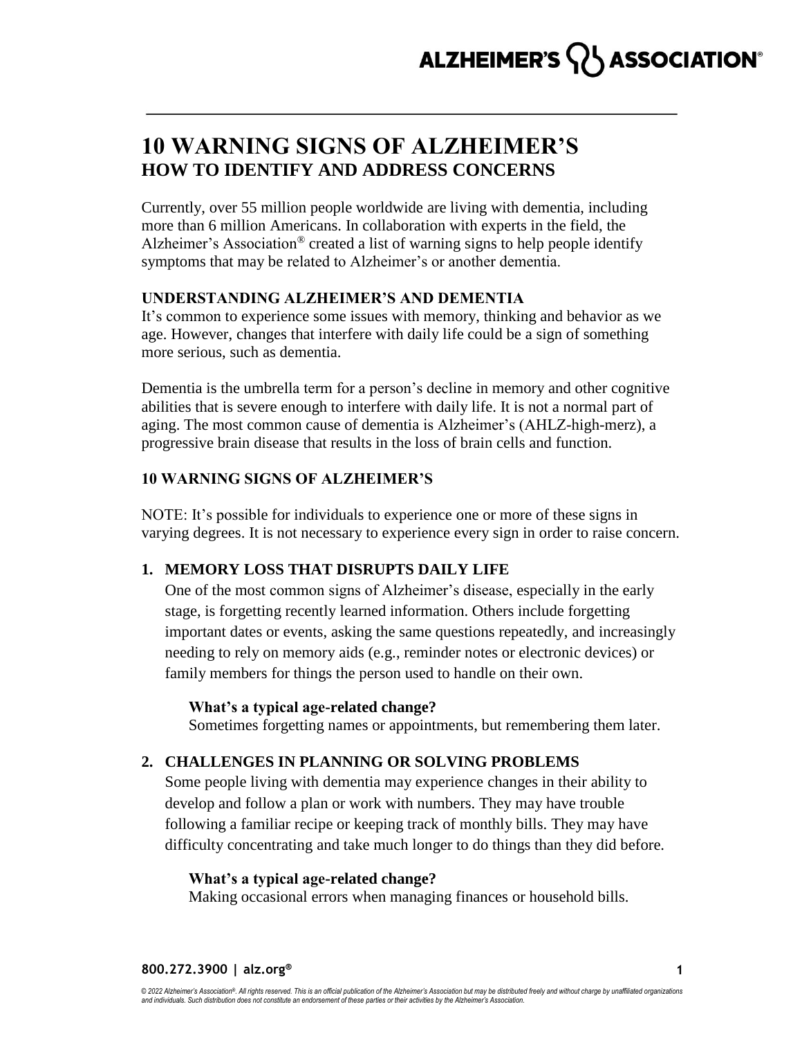# 10 WARNING SIGNS OF ALZHEIMER'S

## HOW TO IDENTIFY AND ADDRESS CONCERNS

Currently, over 55 million people worldwide are living with dementia, including more than 6 million Americans. In collaboration with experts in the field, the Alzheimer's Association® created a list of warning signs to help people identify symptoms that may be related to Alzheimer's or another dementia.

### UNDERSTANDING ALZHEIMER'S AND DEMENTIA

It's common to experience some issues with memory, thinking and behavior as we age. However, changes that interfere with daily life could be a sign of something more serious, such as dementia.

Dementia is the umbrella term for a person's decline in memory and other cognitive abilities that is severe enough to interfere with daily life. It is not a normal part of aging. The most common cause of dementia is Alzheimer's (AHLZ-high-merz), a progressive brain disease that results in the loss of brain cells and function.

### 10 WARNING SIGNS OF ALZHEIMER'S

NOTE: It's possible for individuals to experience one or more of these signs in varying degrees. It is not necessary to experience every sign in order to raise concern.

1. **MEMORY LOSS THAT DISRUPTS DAILY LIFE**

   One of the most common signs of Alzheimer's disease, especially in the early stage, is forgetting recently learned information. Others include forgetting important dates or events, asking the same questions repeatedly, and increasingly needing to rely on memory aids (e.g., reminder notes or electronic devices) or family members for things the person used to handle on their own.

   **What's a typical age-related change?**
   Sometimes forgetting names or appointments, but remembering them later.

2. **CHALLENGES IN PLANNING OR SOLVING PROBLEMS**

   Some people living with dementia may experience changes in their ability to develop and follow a plan or work with numbers. They may have trouble following a familiar recipe or keeping track of monthly bills. They may have difficulty concentrating and take much longer to do things than they did before.

   **What's a typical age-related change?**
   Making occasional errors when managing finances or household bills.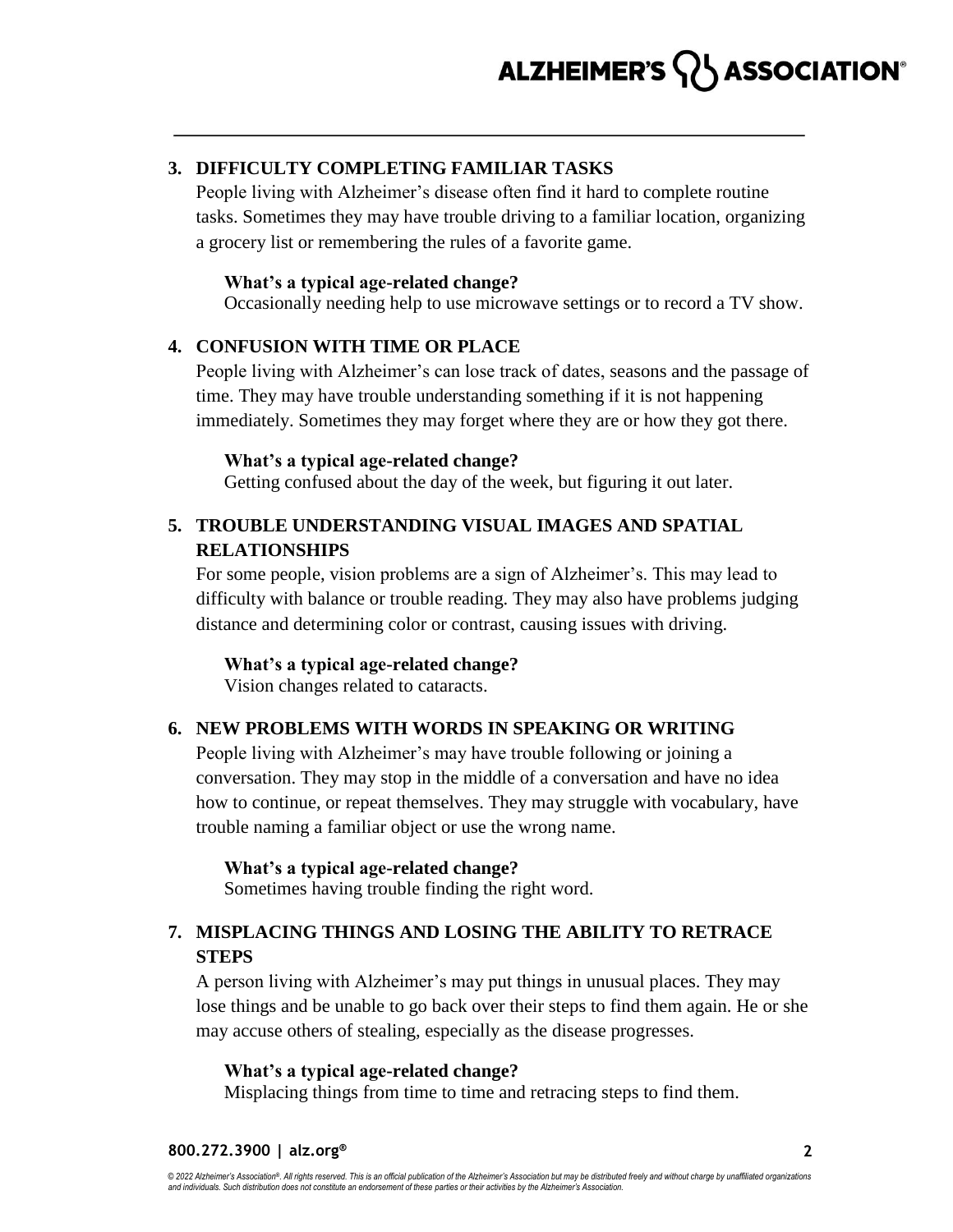3. **DIFFICULTY COMPLETING FAMILIAR TASKS**

   People living with Alzheimer's disease often find it hard to complete routine tasks. Sometimes they may have trouble driving to a familiar location, organizing a grocery list or remembering the rules of a favorite game.

   **What's a typical age-related change?**
   Occasionally needing help to use microwave settings or to record a TV show.

4. **CONFUSION WITH TIME OR PLACE**

   People living with Alzheimer's can lose track of dates, seasons and the passage of time. They may have trouble understanding something if it is not happening immediately. Sometimes they may forget where they are or how they got there.

   **What's a typical age-related change?**
   Getting confused about the day of the week, but figuring it out later.

5. **TROUBLE UNDERSTANDING VISUAL IMAGES AND SPATIAL RELATIONSHIPS**

   For some people, vision problems are a sign of Alzheimer's. This may lead to difficulty with balance or trouble reading. They may also have problems judging distance and determining color or contrast, causing issues with driving.

   **What's a typical age-related change?**
   Vision changes related to cataracts.

6. **NEW PROBLEMS WITH WORDS IN SPEAKING OR WRITING**

   People living with Alzheimer's may have trouble following or joining a conversation. They may stop in the middle of a conversation and have no idea how to continue, or repeat themselves. They may struggle with vocabulary, have trouble naming a familiar object or use the wrong name.

   **What's a typical age-related change?**
   Sometimes having trouble finding the right word.

7. **MISPLACING THINGS AND LOSING THE ABILITY TO RETRACE STEPS**

   A person living with Alzheimer's may put things in unusual places. They may lose things and be unable to go back over their steps to find them again. He or she may accuse others of stealing, especially as the disease progresses.

   **What's a typical age-related change?**
   Misplacing things from time to time and retracing steps to find them.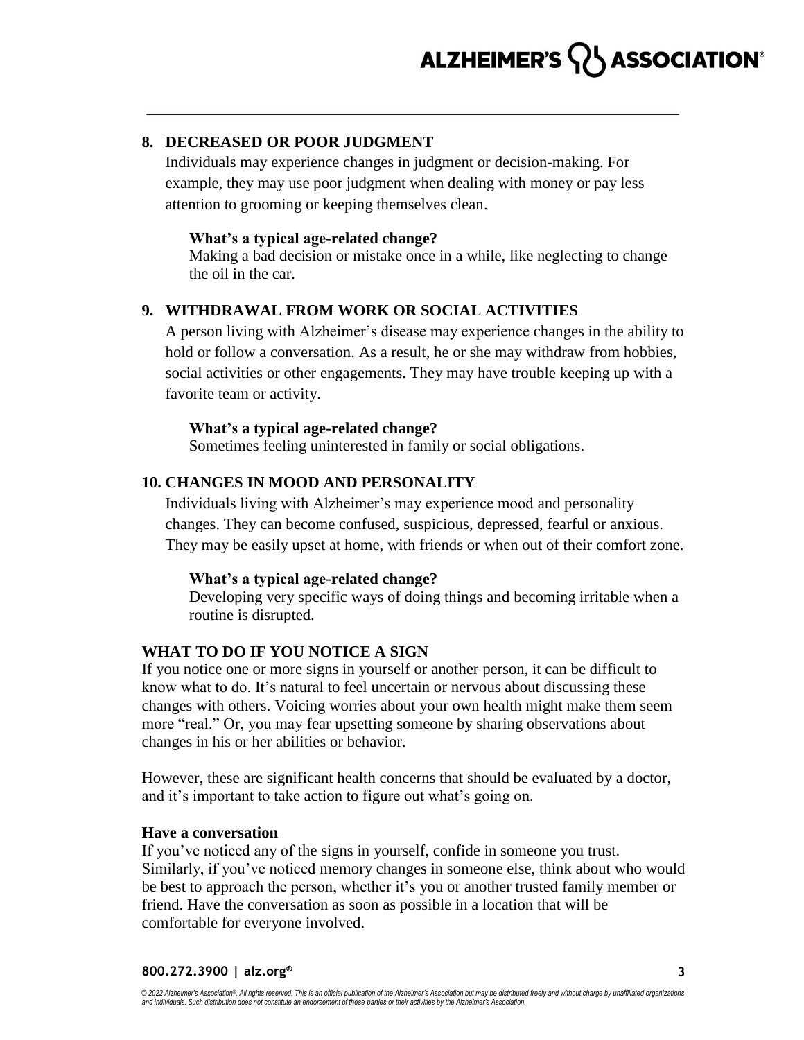## 8. DECREASED OR POOR JUDGMENT

Individuals may experience changes in judgment or decision-making. For example, they may use poor judgment when dealing with money or pay less attention to grooming or keeping themselves clean.

**What's a typical age-related change?**
Making a bad decision or mistake once in a while, like neglecting to change the oil in the car.

## 9. WITHDRAWAL FROM WORK OR SOCIAL ACTIVITIES

A person living with Alzheimer's disease may experience changes in the ability to hold or follow a conversation. As a result, he or she may withdraw from hobbies, social activities or other engagements. They may have trouble keeping up with a favorite team or activity.

**What's a typical age-related change?**
Sometimes feeling uninterested in family or social obligations.

## 10. CHANGES IN MOOD AND PERSONALITY

Individuals living with Alzheimer's may experience mood and personality changes. They can become confused, suspicious, depressed, fearful or anxious. They may be easily upset at home, with friends or when out of their comfort zone.

**What's a typical age-related change?**
Developing very specific ways of doing things and becoming irritable when a routine is disrupted.

## WHAT TO DO IF YOU NOTICE A SIGN

If you notice one or more signs in yourself or another person, it can be difficult to know what to do. It's natural to feel uncertain or nervous about discussing these changes with others. Voicing worries about your own health might make them seem more "real." Or, you may fear upsetting someone by sharing observations about changes in his or her abilities or behavior.

However, these are significant health concerns that should be evaluated by a doctor, and it's important to take action to figure out what's going on.

### Have a conversation

If you've noticed any of the signs in yourself, confide in someone you trust. Similarly, if you've noticed memory changes in someone else, think about who would be best to approach the person, whether it's you or another trusted family member or friend. Have the conversation as soon as possible in a location that will be comfortable for everyone involved.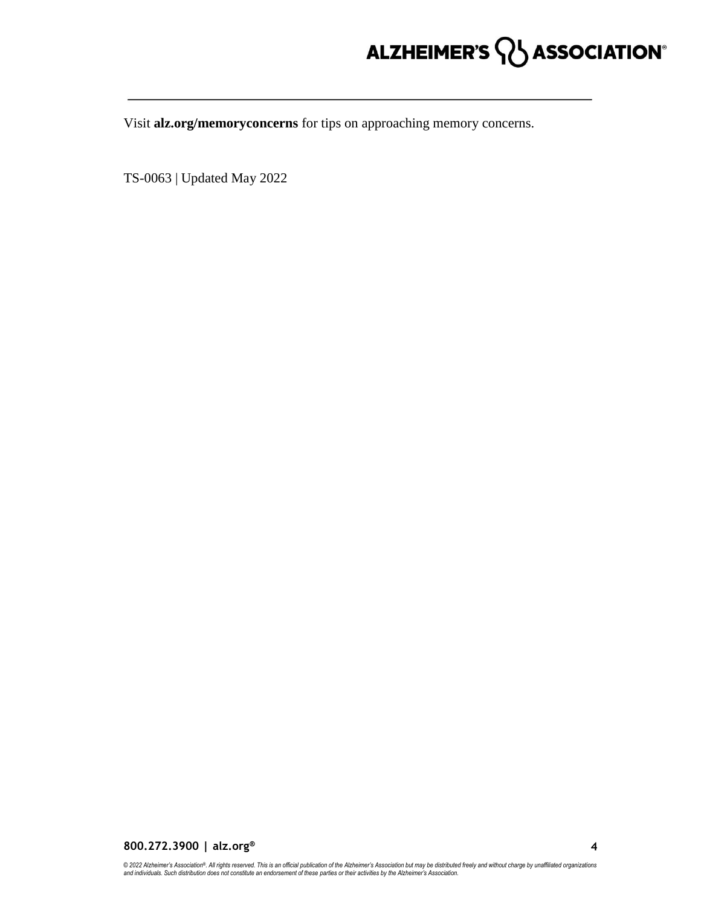Visit **alz.org/memoryconcerns** for tips on approaching memory concerns.

TS-0063 | Updated May 2022